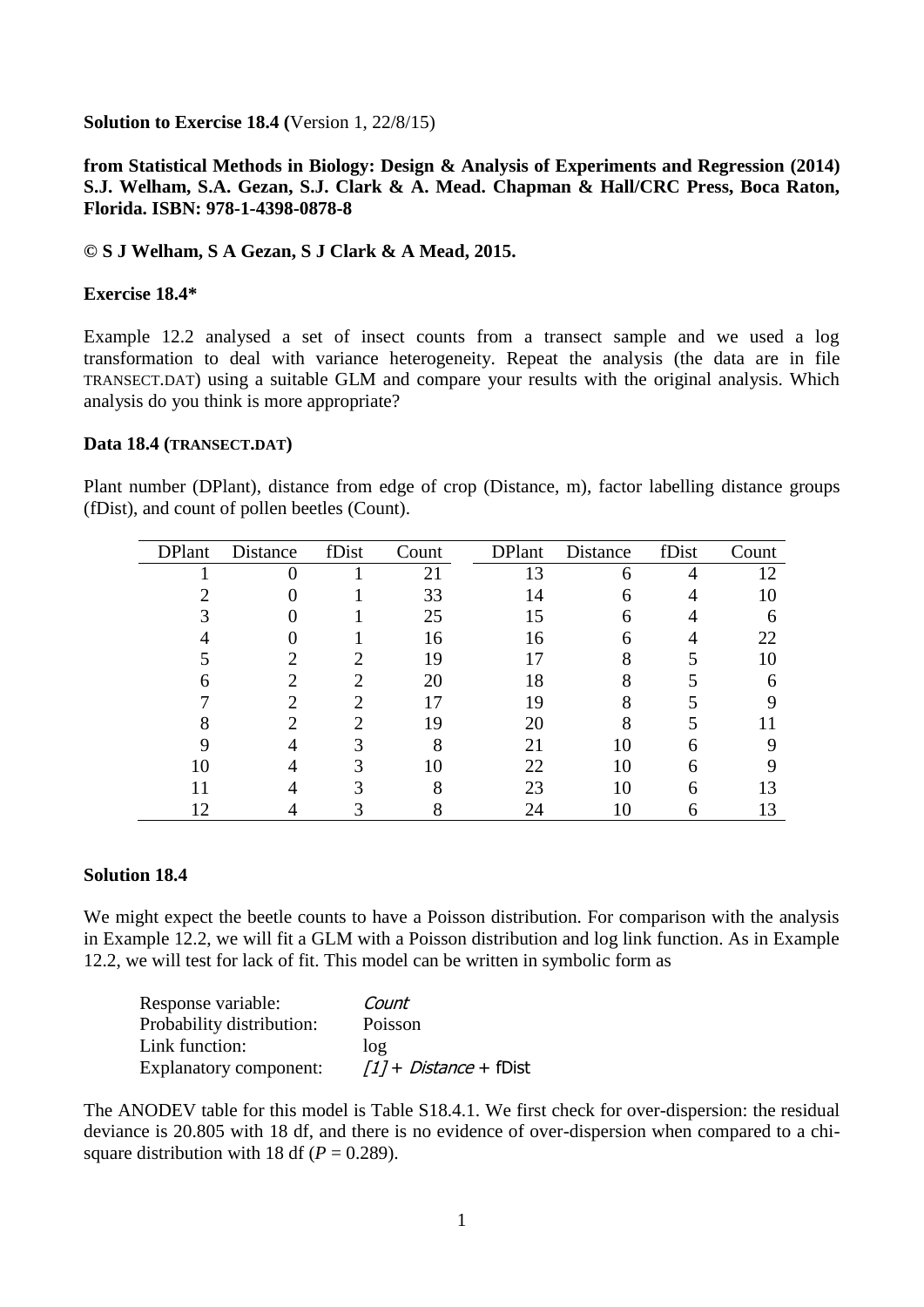**Solution to Exercise 18.4 (**Version 1, 22/8/15)

**from Statistical Methods in Biology: Design & Analysis of Experiments and Regression (2014) S.J. Welham, S.A. Gezan, S.J. Clark & A. Mead. Chapman & Hall/CRC Press, Boca Raton, Florida. ISBN: 978-1-4398-0878-8**

**© S J Welham, S A Gezan, S J Clark & A Mead, 2015.**

**Exercise 18.4***

Example 12.2 analysed a set of insect counts from a transect sample and we used a log transformation to deal with variance heterogeneity. Repeat the analysis (the data are in file TRANSECT.DAT) using a suitable GLM and compare your results with the original analysis. Which analysis do you think is more appropriate?

**Data 18.4 (TRANSECT.DAT)**

Plant number (DPlant), distance from edge of crop (Distance, m), factor labelling distance groups (fDist), and count of pollen beetles (Count).

| DPlant | Distance | fDist | Count | DPlant | Distance | fDist | Count |
|---|---|---|---|---|---|---|---|
| 1 | 0 | 1 | 21 | 13 | 6 | 4 | 12 |
| 2 | 0 | 1 | 33 | 14 | 6 | 4 | 10 |
| 3 | 0 | 1 | 25 | 15 | 6 | 4 | 6 |
| 4 | 0 | 1 | 16 | 16 | 6 | 4 | 22 |
| 5 | 2 | 2 | 19 | 17 | 8 | 5 | 10 |
| 6 | 2 | 2 | 20 | 18 | 8 | 5 | 6 |
| 7 | 2 | 2 | 17 | 19 | 8 | 5 | 9 |
| 8 | 2 | 2 | 19 | 20 | 8 | 5 | 11 |
| 9 | 4 | 3 | 8 | 21 | 10 | 6 | 9 |
| 10 | 4 | 3 | 10 | 22 | 10 | 6 | 9 |
| 11 | 4 | 3 | 8 | 23 | 10 | 6 | 13 |
| 12 | 4 | 3 | 8 | 24 | 10 | 6 | 13 |

**Solution 18.4**

We might expect the beetle counts to have a Poisson distribution. For comparison with the analysis in Example 12.2, we will fit a GLM with a Poisson distribution and log link function. As in Example 12.2, we will test for lack of fit. This model can be written in symbolic form as

| | |
|---|---|
| Response variable: | *Count* |
| Probability distribution: | Poisson |
| Link function: | log |
| Explanatory component: | *[1] + Distance* + fDist |

The ANODEV table for this model is Table S18.4.1. We first check for over-dispersion: the residual deviance is 20.805 with 18 df, and there is no evidence of over-dispersion when compared to a chi-square distribution with 18 df ($P = 0.289$).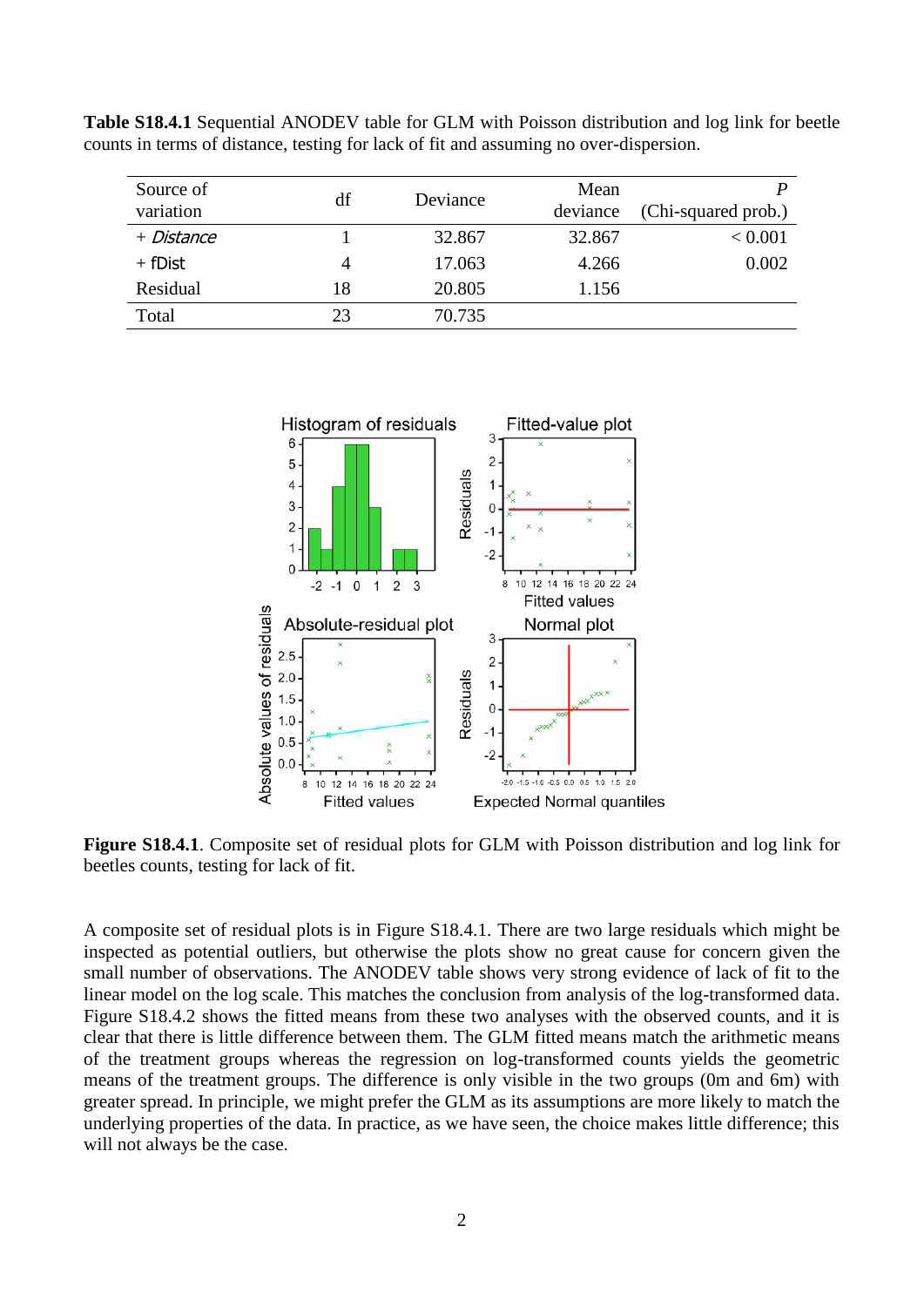**Table S18.4.1** Sequential ANODEV table for GLM with Poisson distribution and log link for beetle counts in terms of distance, testing for lack of fit and assuming no over-dispersion.

| Source of variation | df | Deviance | Mean deviance | *P* (Chi-squared prob.) |
|---|---|---|---|---|
| + *Distance* | 1 | 32.867 | 32.867 | < 0.001 |
| + fDist | 4 | 17.063 | 4.266 | 0.002 |
| Residual | 18 | 20.805 | 1.156 | |
| Total | 23 | 70.735 | | |

**Figure S18.4.1**. Composite set of residual plots for GLM with Poisson distribution and log link for beetles counts, testing for lack of fit.

A composite set of residual plots is in Figure S18.4.1. There are two large residuals which might be inspected as potential outliers, but otherwise the plots show no great cause for concern given the small number of observations. The ANODEV table shows very strong evidence of lack of fit to the linear model on the log scale. This matches the conclusion from analysis of the log-transformed data. Figure S18.4.2 shows the fitted means from these two analyses with the observed counts, and it is clear that there is little difference between them. The GLM fitted means match the arithmetic means of the treatment groups whereas the regression on log-transformed counts yields the geometric means of the treatment groups. The difference is only visible in the two groups (0m and 6m) with greater spread. In principle, we might prefer the GLM as its assumptions are more likely to match the underlying properties of the data. In practice, as we have seen, the choice makes little difference; this will not always be the case.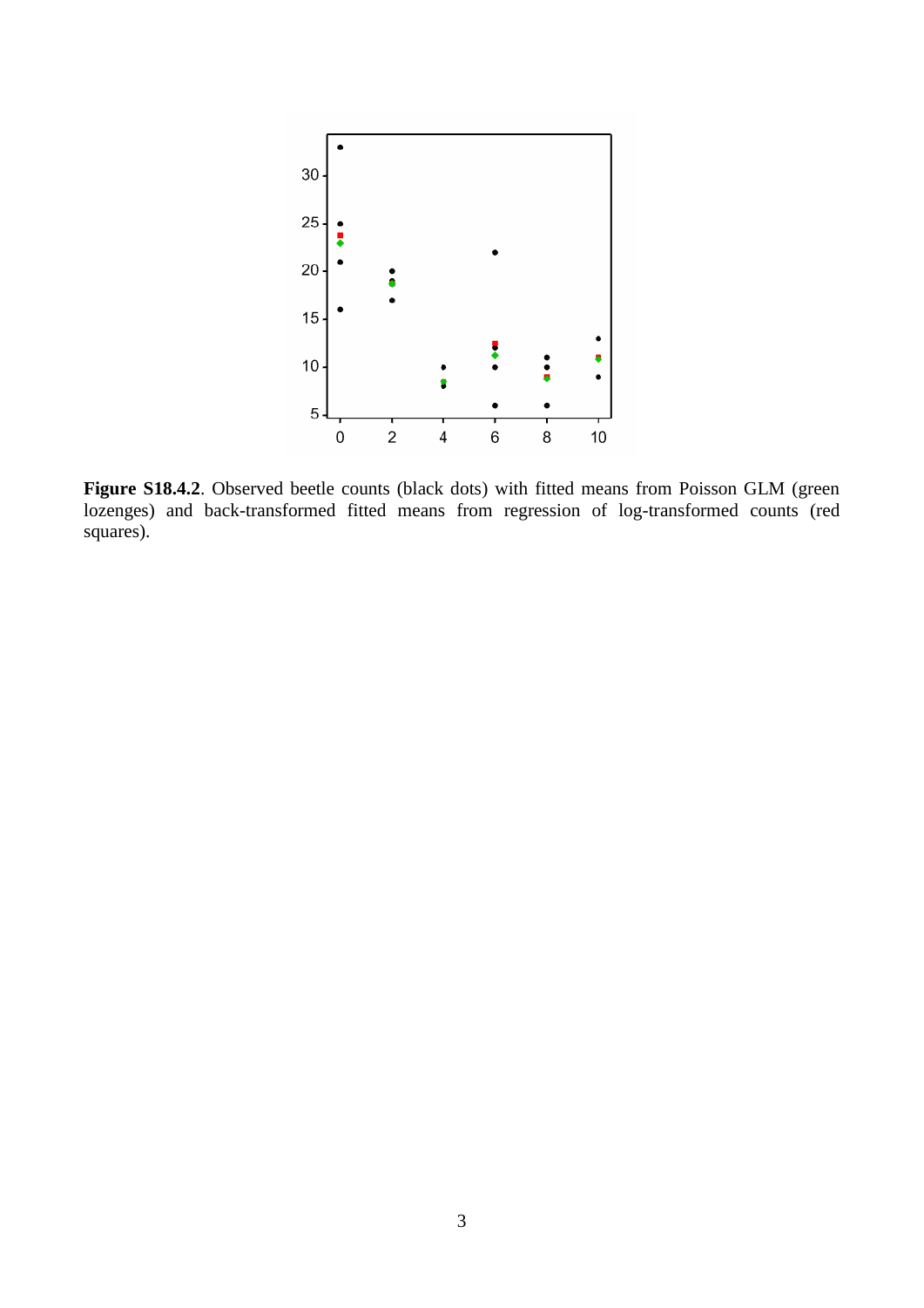30
25
20
15
10
5
0
2
4
6
8
10

**Figure S18.4.2**. Observed beetle counts (black dots) with fitted means from Poisson GLM (green lozenges) and back-transformed fitted means from regression of log-transformed counts (red squares).